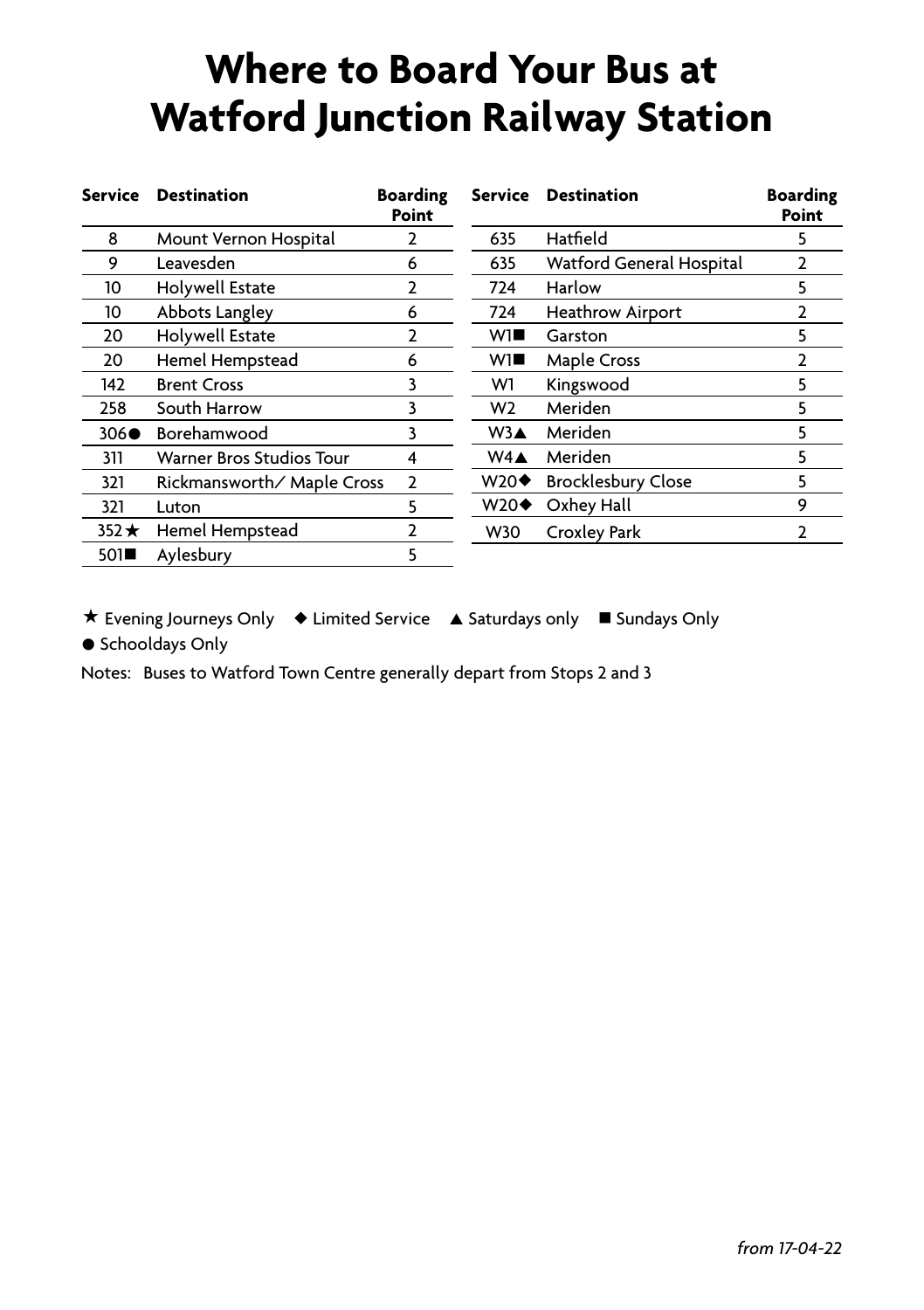# Where to Board Your Bus at Watford Junction Railway Station

| Service | Destination | Boarding Point |
|---|---|---|
| 8 | Mount Vernon Hospital | 2 |
| 9 | Leavesden | 6 |
| 10 | Holywell Estate | 2 |
| 10 | Abbots Langley | 6 |
| 20 | Holywell Estate | 2 |
| 20 | Hemel Hempstead | 6 |
| 142 | Brent Cross | 3 |
| 258 | South Harrow | 3 |
| 306● | Borehamwood | 3 |
| 311 | Warner Bros Studios Tour | 4 |
| 321 | Rickmansworth/ Maple Cross | 2 |
| 321 | Luton | 5 |
| 352★ | Hemel Hempstead | 2 |
| 501■ | Aylesbury | 5 |
| 635 | Hatfield | 5 |
| 635 | Watford General Hospital | 2 |
| 724 | Harlow | 5 |
| 724 | Heathrow Airport | 2 |
| W1■ | Garston | 5 |
| W1■ | Maple Cross | 2 |
| W1 | Kingswood | 5 |
| W2 | Meriden | 5 |
| W3▲ | Meriden | 5 |
| W4▲ | Meriden | 5 |
| W20◆ | Brocklesbury Close | 5 |
| W20◆ | Oxhey Hall | 9 |
| W30 | Croxley Park | 2 |

★ Evening Journeys Only ◆ Limited Service ▲ Saturdays only ■ Sundays Only

● Schooldays Only

Notes: Buses to Watford Town Centre generally depart from Stops 2 and 3

*from 17-04-22*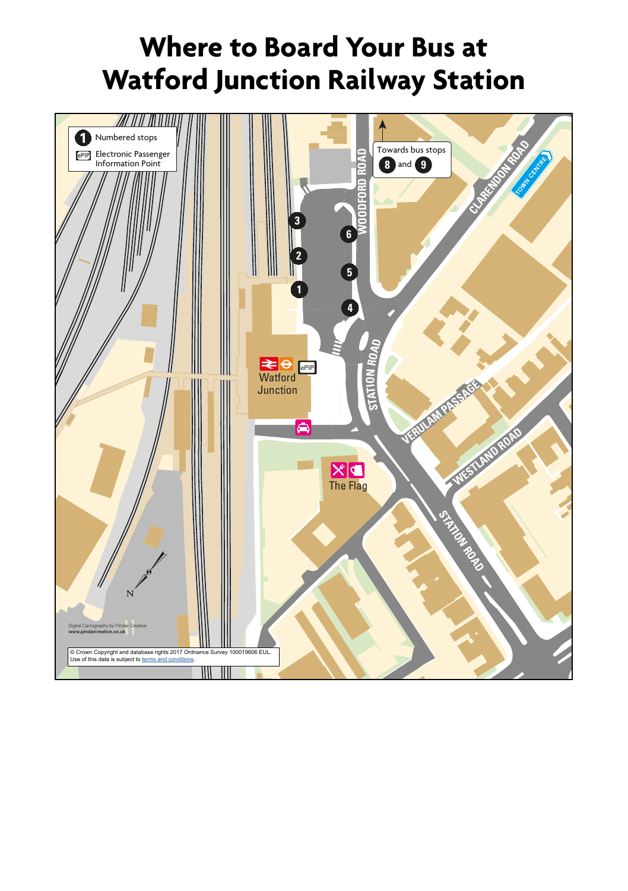# Where to Board Your Bus at Watford Junction Railway Station

1 Numbered stops

ePIP Electronic Passenger Information Point

Towards bus stops 8 and 9

WOODFORD ROAD

CLARENDON ROAD

TOWN CENTRE

STATION ROAD

VERULAM PASSAGE

WESTLAND ROAD

STATION ROAD

Watford Junction

The Flag

N

Digital Cartography by Pindar Creative
www.pindarcreative.co.uk

© Crown Copyright and database rights 2017 Ordnance Survey 100019606 EUL.
Use of this data is subject to terms and conditions.